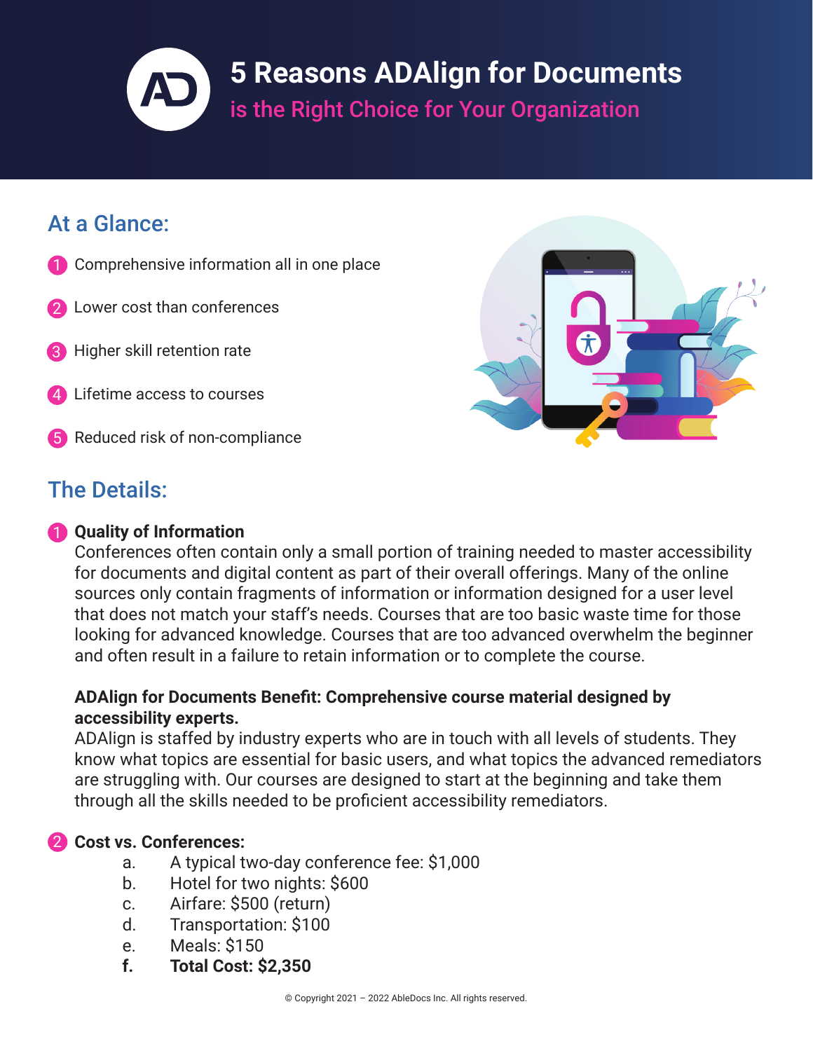# 5 Reasons ADAlign for Documents

## is the Right Choice for Your Organization

## At a Glance:

1. Comprehensive information all in one place
2. Lower cost than conferences
3. Higher skill retention rate
4. Lifetime access to courses
5. Reduced risk of non-compliance

## The Details:

### 1 Quality of Information

Conferences often contain only a small portion of training needed to master accessibility for documents and digital content as part of their overall offerings. Many of the online sources only contain fragments of information or information designed for a user level that does not match your staff's needs. Courses that are too basic waste time for those looking for advanced knowledge. Courses that are too advanced overwhelm the beginner and often result in a failure to retain information or to complete the course.

**ADAlign for Documents Benefit: Comprehensive course material designed by accessibility experts.**

ADAlign is staffed by industry experts who are in touch with all levels of students. They know what topics are essential for basic users, and what topics the advanced remediators are struggling with. Our courses are designed to start at the beginning and take them through all the skills needed to be proficient accessibility remediators.

### 2 Cost vs. Conferences:

a. A typical two-day conference fee: $1,000
b. Hotel for two nights: $600
c. Airfare: $500 (return)
d. Transportation: $100
e. Meals: $150
**f. Total Cost: $2,350**

© Copyright 2021 – 2022 AbleDocs Inc. All rights reserved.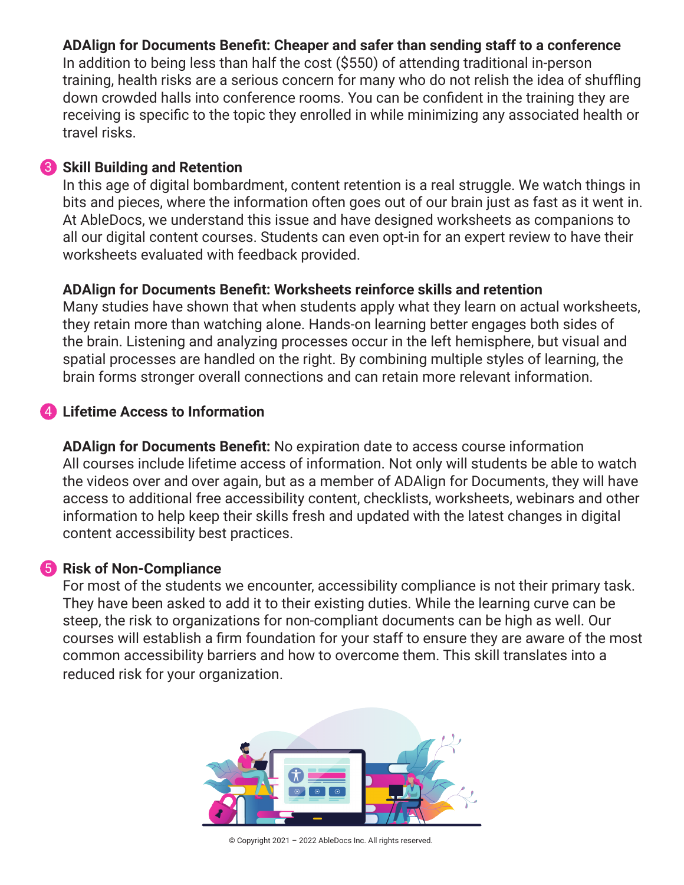**ADAlign for Documents Benefit: Cheaper and safer than sending staff to a conference**

In addition to being less than half the cost ($550) of attending traditional in-person training, health risks are a serious concern for many who do not relish the idea of shuffling down crowded halls into conference rooms. You can be confident in the training they are receiving is specific to the topic they enrolled in while minimizing any associated health or travel risks.

## 3 Skill Building and Retention

In this age of digital bombardment, content retention is a real struggle. We watch things in bits and pieces, where the information often goes out of our brain just as fast as it went in. At AbleDocs, we understand this issue and have designed worksheets as companions to all our digital content courses. Students can even opt-in for an expert review to have their worksheets evaluated with feedback provided.

**ADAlign for Documents Benefit: Worksheets reinforce skills and retention**

Many studies have shown that when students apply what they learn on actual worksheets, they retain more than watching alone. Hands-on learning better engages both sides of the brain. Listening and analyzing processes occur in the left hemisphere, but visual and spatial processes are handled on the right. By combining multiple styles of learning, the brain forms stronger overall connections and can retain more relevant information.

## 4 Lifetime Access to Information

**ADAlign for Documents Benefit:** No expiration date to access course information

All courses include lifetime access of information. Not only will students be able to watch the videos over and over again, but as a member of ADAlign for Documents, they will have access to additional free accessibility content, checklists, worksheets, webinars and other information to help keep their skills fresh and updated with the latest changes in digital content accessibility best practices.

## 5 Risk of Non-Compliance

For most of the students we encounter, accessibility compliance is not their primary task. They have been asked to add it to their existing duties. While the learning curve can be steep, the risk to organizations for non-compliant documents can be high as well. Our courses will establish a firm foundation for your staff to ensure they are aware of the most common accessibility barriers and how to overcome them. This skill translates into a reduced risk for your organization.

© Copyright 2021 – 2022 AbleDocs Inc. All rights reserved.